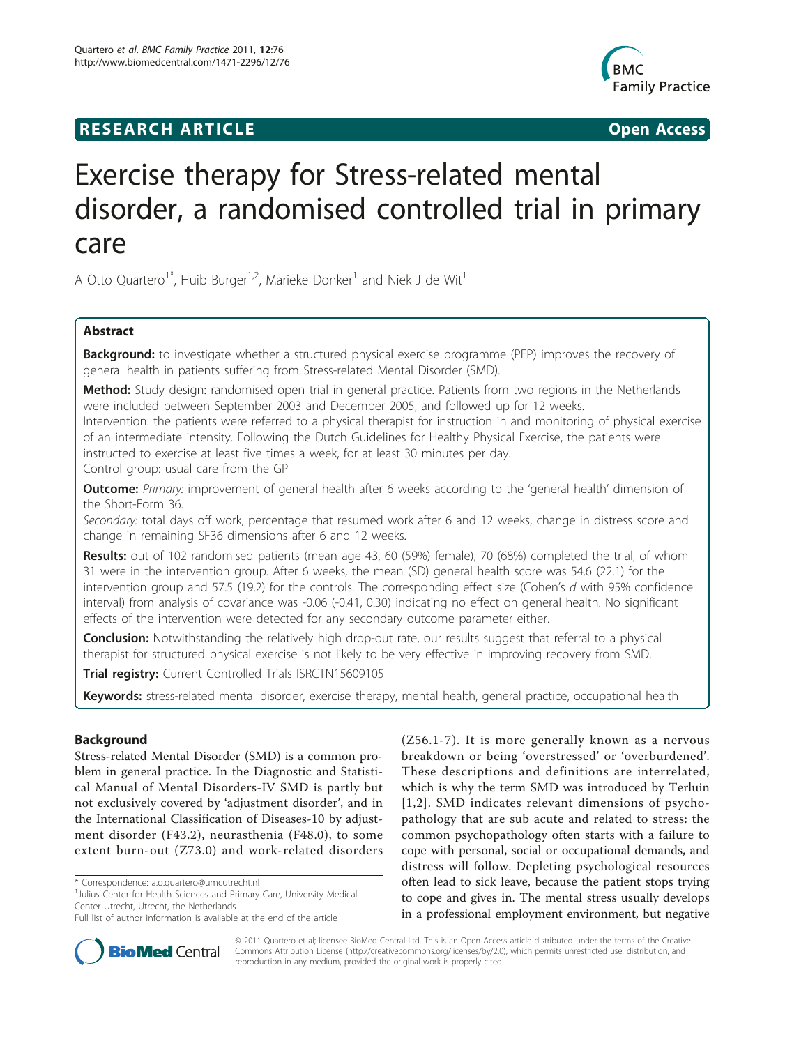**RESEARCH ARTICLE** **Open Access**

# Exercise therapy for Stress-related mental disorder, a randomised controlled trial in primary care

A Otto Quartero[1*], Huib Burger[1,2], Marieke Donker[1] and Niek J de Wit[1]

## Abstract

**Background:** to investigate whether a structured physical exercise programme (PEP) improves the recovery of general health in patients suffering from Stress-related Mental Disorder (SMD).

**Method:** Study design: randomised open trial in general practice. Patients from two regions in the Netherlands were included between September 2003 and December 2005, and followed up for 12 weeks.

Intervention: the patients were referred to a physical therapist for instruction in and monitoring of physical exercise of an intermediate intensity. Following the Dutch Guidelines for Healthy Physical Exercise, the patients were instructed to exercise at least five times a week, for at least 30 minutes per day.

Control group: usual care from the GP

**Outcome:** *Primary:* improvement of general health after 6 weeks according to the 'general health' dimension of the Short-Form 36.

*Secondary:* total days off work, percentage that resumed work after 6 and 12 weeks, change in distress score and change in remaining SF36 dimensions after 6 and 12 weeks.

**Results:** out of 102 randomised patients (mean age 43, 60 (59%) female), 70 (68%) completed the trial, of whom 31 were in the intervention group. After 6 weeks, the mean (SD) general health score was 54.6 (22.1) for the intervention group and 57.5 (19.2) for the controls. The corresponding effect size (Cohen's *d* with 95% confidence interval) from analysis of covariance was -0.06 (-0.41, 0.30) indicating no effect on general health. No significant effects of the intervention were detected for any secondary outcome parameter either.

**Conclusion:** Notwithstanding the relatively high drop-out rate, our results suggest that referral to a physical therapist for structured physical exercise is not likely to be very effective in improving recovery from SMD.

**Trial registry:** Current Controlled Trials ISRCTN15609105

**Keywords:** stress-related mental disorder, exercise therapy, mental health, general practice, occupational health

## Background

Stress-related Mental Disorder (SMD) is a common problem in general practice. In the Diagnostic and Statistical Manual of Mental Disorders-IV SMD is partly but not exclusively covered by 'adjustment disorder', and in the International Classification of Diseases-10 by adjustment disorder (F43.2), neurasthenia (F48.0), to some extent burn-out (Z73.0) and work-related disorders (Z56.1-7). It is more generally known as a nervous breakdown or being 'overstressed' or 'overburdened'. These descriptions and definitions are interrelated, which is why the term SMD was introduced by Terluin [1,2]. SMD indicates relevant dimensions of psychopathology that are sub acute and related to stress: the common psychopathology often starts with a failure to cope with personal, social or occupational demands, and distress will follow. Depleting psychological resources often lead to sick leave, because the patient stops trying to cope and gives in. The mental stress usually develops in a professional employment environment, but negative

\* Correspondence: a.o.quartero@umcutrecht.nl
[1]Julius Center for Health Sciences and Primary Care, University Medical Center Utrecht, Utrecht, the Netherlands
Full list of author information is available at the end of the article

© 2011 Quartero et al; licensee BioMed Central Ltd. This is an Open Access article distributed under the terms of the Creative Commons Attribution License (http://creativecommons.org/licenses/by/2.0), which permits unrestricted use, distribution, and reproduction in any medium, provided the original work is properly cited.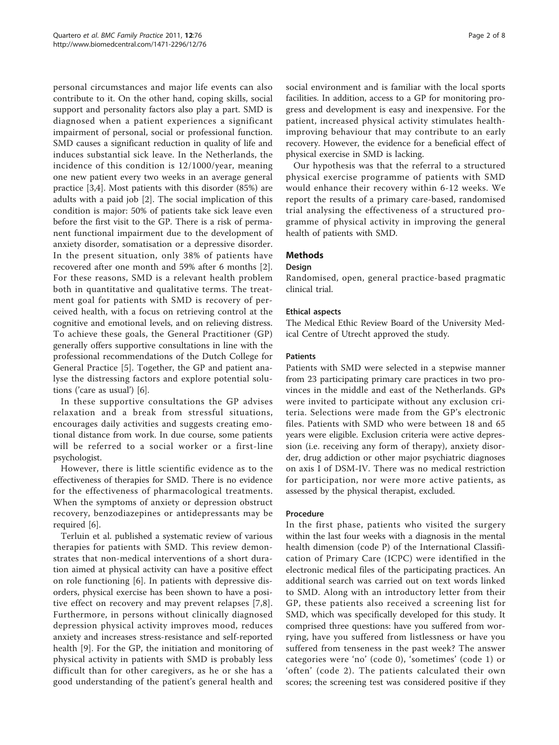personal circumstances and major life events can also contribute to it. On the other hand, coping skills, social support and personality factors also play a part. SMD is diagnosed when a patient experiences a significant impairment of personal, social or professional function. SMD causes a significant reduction in quality of life and induces substantial sick leave. In the Netherlands, the incidence of this condition is 12/1000/year, meaning one new patient every two weeks in an average general practice [3,4]. Most patients with this disorder (85%) are adults with a paid job [2]. The social implication of this condition is major: 50% of patients take sick leave even before the first visit to the GP. There is a risk of permanent functional impairment due to the development of anxiety disorder, somatisation or a depressive disorder. In the present situation, only 38% of patients have recovered after one month and 59% after 6 months [2]. For these reasons, SMD is a relevant health problem both in quantitative and qualitative terms. The treatment goal for patients with SMD is recovery of perceived health, with a focus on retrieving control at the cognitive and emotional levels, and on relieving distress. To achieve these goals, the General Practitioner (GP) generally offers supportive consultations in line with the professional recommendations of the Dutch College for General Practice [5]. Together, the GP and patient analyse the distressing factors and explore potential solutions ('care as usual') [6].

In these supportive consultations the GP advises relaxation and a break from stressful situations, encourages daily activities and suggests creating emotional distance from work. In due course, some patients will be referred to a social worker or a first-line psychologist.

However, there is little scientific evidence as to the effectiveness of therapies for SMD. There is no evidence for the effectiveness of pharmacological treatments. When the symptoms of anxiety or depression obstruct recovery, benzodiazepines or antidepressants may be required [6].

Terluin et al. published a systematic review of various therapies for patients with SMD. This review demonstrates that non-medical interventions of a short duration aimed at physical activity can have a positive effect on role functioning [6]. In patients with depressive disorders, physical exercise has been shown to have a positive effect on recovery and may prevent relapses [7,8]. Furthermore, in persons without clinically diagnosed depression physical activity improves mood, reduces anxiety and increases stress-resistance and self-reported health [9]. For the GP, the initiation and monitoring of physical activity in patients with SMD is probably less difficult than for other caregivers, as he or she has a good understanding of the patient's general health and social environment and is familiar with the local sports facilities. In addition, access to a GP for monitoring progress and development is easy and inexpensive. For the patient, increased physical activity stimulates health-improving behaviour that may contribute to an early recovery. However, the evidence for a beneficial effect of physical exercise in SMD is lacking.

Our hypothesis was that the referral to a structured physical exercise programme of patients with SMD would enhance their recovery within 6-12 weeks. We report the results of a primary care-based, randomised trial analysing the effectiveness of a structured programme of physical activity in improving the general health of patients with SMD.

## Methods

### Design

Randomised, open, general practice-based pragmatic clinical trial.

### Ethical aspects

The Medical Ethic Review Board of the University Medical Centre of Utrecht approved the study.

### Patients

Patients with SMD were selected in a stepwise manner from 23 participating primary care practices in two provinces in the middle and east of the Netherlands. GPs were invited to participate without any exclusion criteria. Selections were made from the GP's electronic files. Patients with SMD who were between 18 and 65 years were eligible. Exclusion criteria were active depression (i.e. receiving any form of therapy), anxiety disorder, drug addiction or other major psychiatric diagnoses on axis I of DSM-IV. There was no medical restriction for participation, nor were more active patients, as assessed by the physical therapist, excluded.

### Procedure

In the first phase, patients who visited the surgery within the last four weeks with a diagnosis in the mental health dimension (code P) of the International Classification of Primary Care (ICPC) were identified in the electronic medical files of the participating practices. An additional search was carried out on text words linked to SMD. Along with an introductory letter from their GP, these patients also received a screening list for SMD, which was specifically developed for this study. It comprised three questions: have you suffered from worrying, have you suffered from listlessness or have you suffered from tenseness in the past week? The answer categories were 'no' (code 0), 'sometimes' (code 1) or 'often' (code 2). The patients calculated their own scores; the screening test was considered positive if they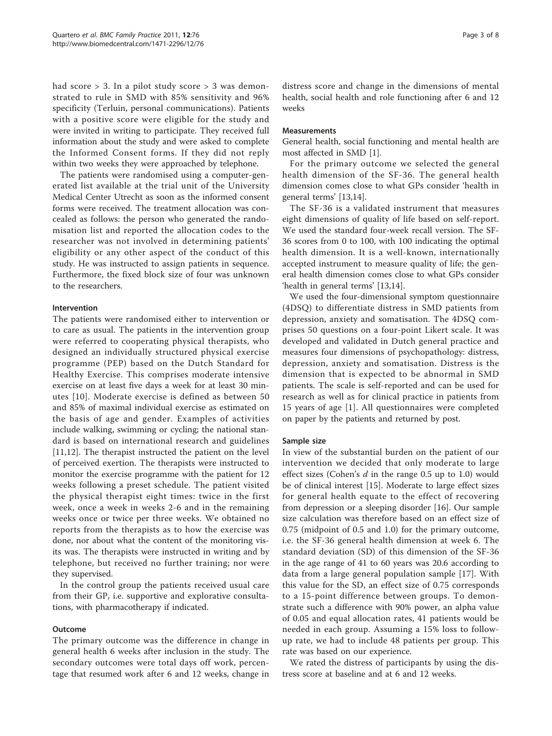had score > 3. In a pilot study score > 3 was demonstrated to rule in SMD with 85% sensitivity and 96% specificity (Terluin, personal communications). Patients with a positive score were eligible for the study and were invited in writing to participate. They received full information about the study and were asked to complete the Informed Consent forms. If they did not reply within two weeks they were approached by telephone.

The patients were randomised using a computer-generated list available at the trial unit of the University Medical Center Utrecht as soon as the informed consent forms were received. The treatment allocation was concealed as follows: the person who generated the randomisation list and reported the allocation codes to the researcher was not involved in determining patients' eligibility or any other aspect of the conduct of this study. He was instructed to assign patients in sequence. Furthermore, the fixed block size of four was unknown to the researchers.

#### Intervention

The patients were randomised either to intervention or to care as usual. The patients in the intervention group were referred to cooperating physical therapists, who designed an individually structured physical exercise programme (PEP) based on the Dutch Standard for Healthy Exercise. This comprises moderate intensive exercise on at least five days a week for at least 30 minutes [10]. Moderate exercise is defined as between 50 and 85% of maximal individual exercise as estimated on the basis of age and gender. Examples of activities include walking, swimming or cycling; the national standard is based on international research and guidelines [11,12]. The therapist instructed the patient on the level of perceived exertion. The therapists were instructed to monitor the exercise programme with the patient for 12 weeks following a preset schedule. The patient visited the physical therapist eight times: twice in the first week, once a week in weeks 2-6 and in the remaining weeks once or twice per three weeks. We obtained no reports from the therapists as to how the exercise was done, nor about what the content of the monitoring visits was. The therapists were instructed in writing and by telephone, but received no further training; nor were they supervised.

In the control group the patients received usual care from their GP, i.e. supportive and explorative consultations, with pharmacotherapy if indicated.

#### Outcome

The primary outcome was the difference in change in general health 6 weeks after inclusion in the study. The secondary outcomes were total days off work, percentage that resumed work after 6 and 12 weeks, change in distress score and change in the dimensions of mental health, social health and role functioning after 6 and 12 weeks

#### Measurements

General health, social functioning and mental health are most affected in SMD [1].

For the primary outcome we selected the general health dimension of the SF-36. The general health dimension comes close to what GPs consider 'health in general terms' [13,14].

The SF-36 is a validated instrument that measures eight dimensions of quality of life based on self-report. We used the standard four-week recall version. The SF-36 scores from 0 to 100, with 100 indicating the optimal health dimension. It is a well-known, internationally accepted instrument to measure quality of life; the general health dimension comes close to what GPs consider 'health in general terms' [13,14].

We used the four-dimensional symptom questionnaire (4DSQ) to differentiate distress in SMD patients from depression, anxiety and somatisation. The 4DSQ comprises 50 questions on a four-point Likert scale. It was developed and validated in Dutch general practice and measures four dimensions of psychopathology: distress, depression, anxiety and somatisation. Distress is the dimension that is expected to be abnormal in SMD patients. The scale is self-reported and can be used for research as well as for clinical practice in patients from 15 years of age [1]. All questionnaires were completed on paper by the patients and returned by post.

#### Sample size

In view of the substantial burden on the patient of our intervention we decided that only moderate to large effect sizes (Cohen's $d$ in the range 0.5 up to 1.0) would be of clinical interest [15]. Moderate to large effect sizes for general health equate to the effect of recovering from depression or a sleeping disorder [16]. Our sample size calculation was therefore based on an effect size of 0.75 (midpoint of 0.5 and 1.0) for the primary outcome, i.e. the SF-36 general health dimension at week 6. The standard deviation (SD) of this dimension of the SF-36 in the age range of 41 to 60 years was 20.6 according to data from a large general population sample [17]. With this value for the SD, an effect size of 0.75 corresponds to a 15-point difference between groups. To demonstrate such a difference with 90% power, an alpha value of 0.05 and equal allocation rates, 41 patients would be needed in each group. Assuming a 15% loss to follow-up rate, we had to include 48 patients per group. This rate was based on our experience.

We rated the distress of participants by using the distress score at baseline and at 6 and 12 weeks.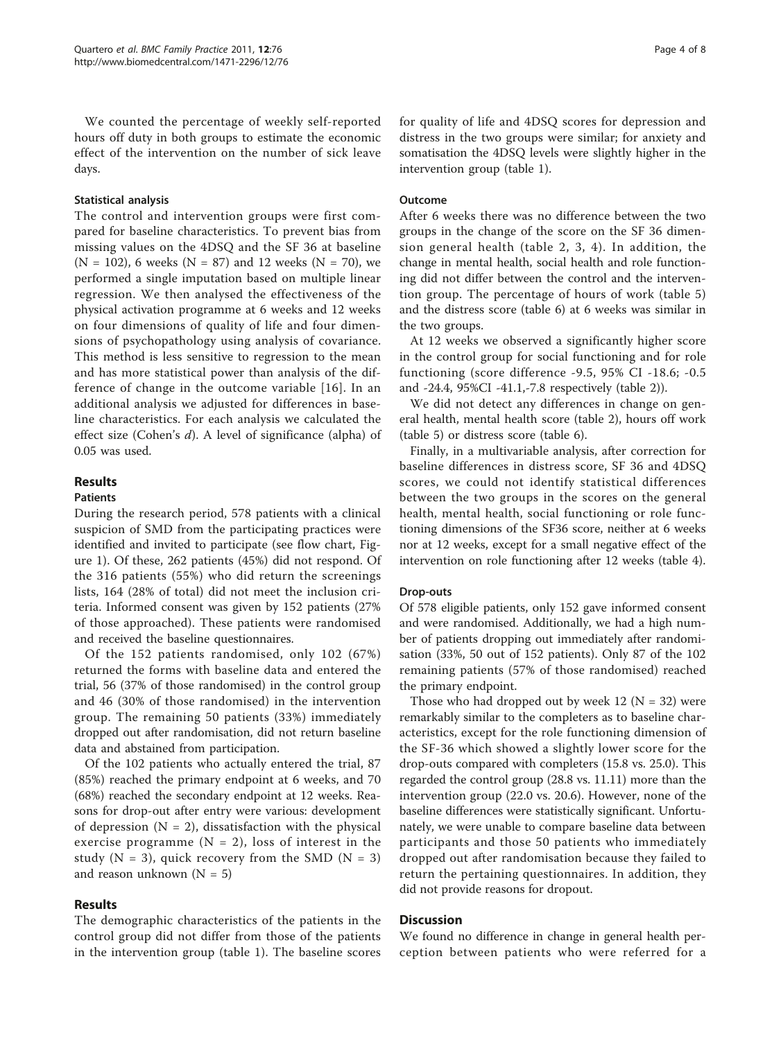We counted the percentage of weekly self-reported hours off duty in both groups to estimate the economic effect of the intervention on the number of sick leave days.

### Statistical analysis

The control and intervention groups were first compared for baseline characteristics. To prevent bias from missing values on the 4DSQ and the SF 36 at baseline (N = 102), 6 weeks (N = 87) and 12 weeks (N = 70), we performed a single imputation based on multiple linear regression. We then analysed the effectiveness of the physical activation programme at 6 weeks and 12 weeks on four dimensions of quality of life and four dimensions of psychopathology using analysis of covariance. This method is less sensitive to regression to the mean and has more statistical power than analysis of the difference of change in the outcome variable [16]. In an additional analysis we adjusted for differences in baseline characteristics. For each analysis we calculated the effect size (Cohen's *d*). A level of significance (alpha) of 0.05 was used.

## Results

### Patients

During the research period, 578 patients with a clinical suspicion of SMD from the participating practices were identified and invited to participate (see flow chart, Figure 1). Of these, 262 patients (45%) did not respond. Of the 316 patients (55%) who did return the screenings lists, 164 (28% of total) did not meet the inclusion criteria. Informed consent was given by 152 patients (27% of those approached). These patients were randomised and received the baseline questionnaires.

Of the 152 patients randomised, only 102 (67%) returned the forms with baseline data and entered the trial, 56 (37% of those randomised) in the control group and 46 (30% of those randomised) in the intervention group. The remaining 50 patients (33%) immediately dropped out after randomisation, did not return baseline data and abstained from participation.

Of the 102 patients who actually entered the trial, 87 (85%) reached the primary endpoint at 6 weeks, and 70 (68%) reached the secondary endpoint at 12 weeks. Reasons for drop-out after entry were various: development of depression (N = 2), dissatisfaction with the physical exercise programme (N = 2), loss of interest in the study (N = 3), quick recovery from the SMD (N = 3) and reason unknown (N = 5)

## Results

The demographic characteristics of the patients in the control group did not differ from those of the patients in the intervention group (table 1). The baseline scores for quality of life and 4DSQ scores for depression and distress in the two groups were similar; for anxiety and somatisation the 4DSQ levels were slightly higher in the intervention group (table 1).

### Outcome

After 6 weeks there was no difference between the two groups in the change of the score on the SF 36 dimension general health (table 2, 3, 4). In addition, the change in mental health, social health and role functioning did not differ between the control and the intervention group. The percentage of hours of work (table 5) and the distress score (table 6) at 6 weeks was similar in the two groups.

At 12 weeks we observed a significantly higher score in the control group for social functioning and for role functioning (score difference -9.5, 95% CI -18.6; -0.5 and -24.4, 95%CI -41.1,-7.8 respectively (table 2)).

We did not detect any differences in change on general health, mental health score (table 2), hours off work (table 5) or distress score (table 6).

Finally, in a multivariable analysis, after correction for baseline differences in distress score, SF 36 and 4DSQ scores, we could not identify statistical differences between the two groups in the scores on the general health, mental health, social functioning or role functioning dimensions of the SF36 score, neither at 6 weeks nor at 12 weeks, except for a small negative effect of the intervention on role functioning after 12 weeks (table 4).

### Drop-outs

Of 578 eligible patients, only 152 gave informed consent and were randomised. Additionally, we had a high number of patients dropping out immediately after randomisation (33%, 50 out of 152 patients). Only 87 of the 102 remaining patients (57% of those randomised) reached the primary endpoint.

Those who had dropped out by week 12 (N = 32) were remarkably similar to the completers as to baseline characteristics, except for the role functioning dimension of the SF-36 which showed a slightly lower score for the drop-outs compared with completers (15.8 vs. 25.0). This regarded the control group (28.8 vs. 11.11) more than the intervention group (22.0 vs. 20.6). However, none of the baseline differences were statistically significant. Unfortunately, we were unable to compare baseline data between participants and those 50 patients who immediately dropped out after randomisation because they failed to return the pertaining questionnaires. In addition, they did not provide reasons for dropout.

## Discussion

We found no difference in change in general health perception between patients who were referred for a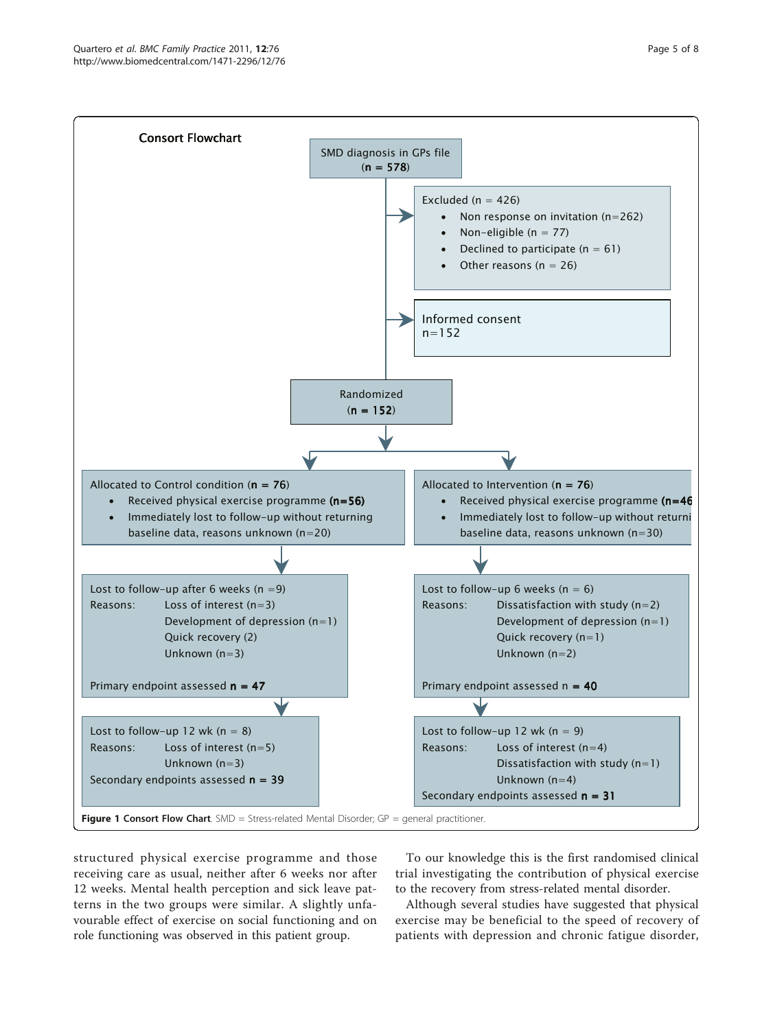**Consort Flowchart**

SMD diagnosis in GPs file (**n = 578**)

Excluded (n = 426)
- Non response on invitation (n=262)
- Non-eligible (n = 77)
- Declined to participate (n = 61)
- Other reasons (n = 26)

Informed consent n=152

Randomized (**n = 152**)

Allocated to Control condition (**n = 76**)
- Received physical exercise programme **(n=56)**
- Immediately lost to follow-up without returning baseline data, reasons unknown (n=20)

Lost to follow-up after 6 weeks (n =9)
Reasons: Loss of interest (n=3)
Development of depression (n=1)
Quick recovery (2)
Unknown (n=3)

Primary endpoint assessed **n = 47**

Lost to follow-up 12 wk (n = 8)
Reasons: Loss of interest (n=5)
Unknown (n=3)
Secondary endpoints assessed **n = 39**

Allocated to Intervention (**n = 76**)
- Received physical exercise programme **(n=46**
- Immediately lost to follow-up without returni baseline data, reasons unknown (n=30)

Lost to follow-up 6 weeks (n = 6)
Reasons: Dissatisfaction with study (n=2)
Development of depression (n=1)
Quick recovery (n=1)
Unknown (n=2)

Primary endpoint assessed n = **40**

Lost to follow-up 12 wk (n = 9)
Reasons: Loss of interest (n=4)
Dissatisfaction with study (n=1)
Unknown (n=4)
Secondary endpoints assessed **n = 31**

**Figure 1 Consort Flow Chart**. SMD = Stress-related Mental Disorder; GP = general practitioner.

structured physical exercise programme and those receiving care as usual, neither after 6 weeks nor after 12 weeks. Mental health perception and sick leave patterns in the two groups were similar. A slightly unfavourable effect of exercise on social functioning and on role functioning was observed in this patient group.

To our knowledge this is the first randomised clinical trial investigating the contribution of physical exercise to the recovery from stress-related mental disorder.

Although several studies have suggested that physical exercise may be beneficial to the speed of recovery of patients with depression and chronic fatigue disorder,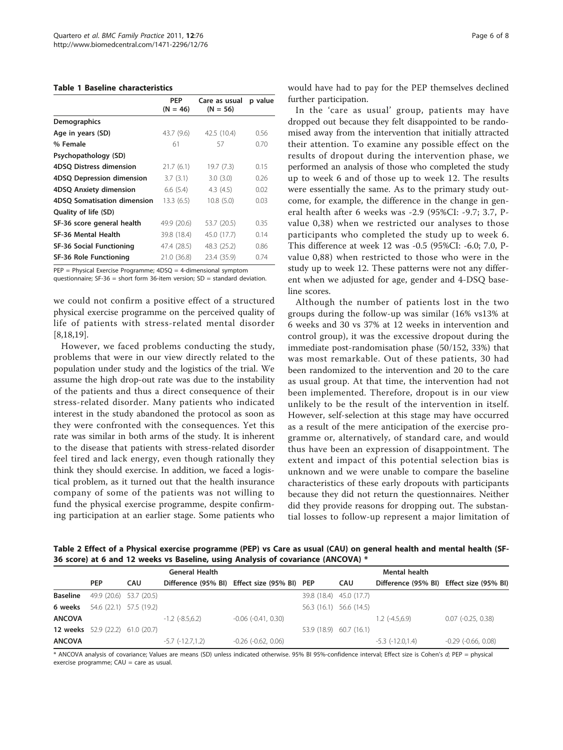**Table 1 Baseline characteristics**

| | PEP (N = 46) | Care as usual (N = 56) | p value |
|---|---|---|---|
| **Demographics** | | | |
| **Age in years (SD)** | 43.7 (9.6) | 42.5 (10.4) | 0.56 |
| **% Female** | 61 | 57 | 0.70 |
| **Psychopathology (SD)** | | | |
| **4DSQ Distress dimension** | 21.7 (6.1) | 19.7 (7.3) | 0.15 |
| **4DSQ Depression dimension** | 3.7 (3.1) | 3.0 (3.0) | 0.26 |
| **4DSQ Anxiety dimension** | 6.6 (5.4) | 4.3 (4.5) | 0.02 |
| **4DSQ Somatisation dimension** | 13.3 (6.5) | 10.8 (5.0) | 0.03 |
| **Quality of life (SD)** | | | |
| **SF-36 score general health** | 49.9 (20.6) | 53.7 (20.5) | 0.35 |
| **SF-36 Mental Health** | 39.8 (18.4) | 45.0 (17.7) | 0.14 |
| **SF-36 Social Functioning** | 47.4 (28.5) | 48.3 (25.2) | 0.86 |
| **SF-36 Role Functioning** | 21.0 (36.8) | 23.4 (35.9) | 0.74 |

PEP = Physical Exercise Programme; 4DSQ = 4-dimensional symptom questionnaire; SF-36 = short form 36-item version; SD = standard deviation.

we could not confirm a positive effect of a structured physical exercise programme on the perceived quality of life of patients with stress-related mental disorder [8,18,19].

However, we faced problems conducting the study, problems that were in our view directly related to the population under study and the logistics of the trial. We assume the high drop-out rate was due to the instability of the patients and thus a direct consequence of their stress-related disorder. Many patients who indicated interest in the study abandoned the protocol as soon as they were confronted with the consequences. Yet this rate was similar in both arms of the study. It is inherent to the disease that patients with stress-related disorder feel tired and lack energy, even though rationally they think they should exercise. In addition, we faced a logistical problem, as it turned out that the health insurance company of some of the patients was not willing to fund the physical exercise programme, despite confirming participation at an earlier stage. Some patients who would have had to pay for the PEP themselves declined further participation.

In the 'care as usual' group, patients may have dropped out because they felt disappointed to be randomised away from the intervention that initially attracted their attention. To examine any possible effect on the results of dropout during the intervention phase, we performed an analysis of those who completed the study up to week 6 and of those up to week 12. The results were essentially the same. As to the primary study outcome, for example, the difference in the change in general health after 6 weeks was -2.9 (95%CI: -9.7; 3.7, P-value 0,38) when we restricted our analyses to those participants who completed the study up to week 6. This difference at week 12 was -0.5 (95%CI: -6.0; 7.0, P-value 0,88) when restricted to those who were in the study up to week 12. These patterns were not any different when we adjusted for age, gender and 4-DSQ baseline scores.

Although the number of patients lost in the two groups during the follow-up was similar (16% vs13% at 6 weeks and 30 vs 37% at 12 weeks in intervention and control group), it was the excessive dropout during the immediate post-randomisation phase (50/152, 33%) that was most remarkable. Out of these patients, 30 had been randomized to the intervention and 20 to the care as usual group. At that time, the intervention had not been implemented. Therefore, dropout is in our view unlikely to be the result of the intervention in itself. However, self-selection at this stage may have occurred as a result of the mere anticipation of the exercise programme or, alternatively, of standard care, and would thus have been an expression of disappointment. The extent and impact of this potential selection bias is unknown and we were unable to compare the baseline characteristics of these early dropouts with participants because they did not return the questionnaires. Neither did they provide reasons for dropping out. The substantial losses to follow-up represent a major limitation of

**Table 2 Effect of a Physical exercise programme (PEP) vs Care as usual (CAU) on general health and mental health (SF-36 score) at 6 and 12 weeks vs Baseline, using Analysis of covariance (ANCOVA) \***

| | General Health | | | | Mental health | | | |
|---|---|---|---|---|---|---|---|---|
| | PEP | CAU | Difference (95% BI) | Effect size (95% BI) | PEP | CAU | Difference (95% BI) | Effect size (95% BI) |
| **Baseline** | 49.9 (20.6) | 53.7 (20.5) | | | 39.8 (18.4) | 45.0 (17.7) | | |
| **6 weeks** | 54.6 (22.1) | 57.5 (19.2) | | | 56.3 (16.1) | 56.6 (14.5) | | |
| **ANCOVA** | | | -1.2 (-8.5,6.2) | -0.06 (-0.41, 0.30) | | | 1.2 (-4.5,6.9) | 0.07 (-0.25, 0.38) |
| **12 weeks** | 52.9 (22.2) | 61.0 (20.7) | | | 53.9 (18.9) | 60.7 (16.1) | | |
| **ANCOVA** | | | -5.7 (-12.7,1.2) | -0.26 (-0.62, 0.06) | | | -5.3 (-12.0,1.4) | -0.29 (-0.66, 0.08) |

\* ANCOVA analysis of covariance; Values are means (SD) unless indicated otherwise. 95% BI 95%-confidence interval; Effect size is Cohen's *d*; PEP = physical exercise programme; CAU = care as usual.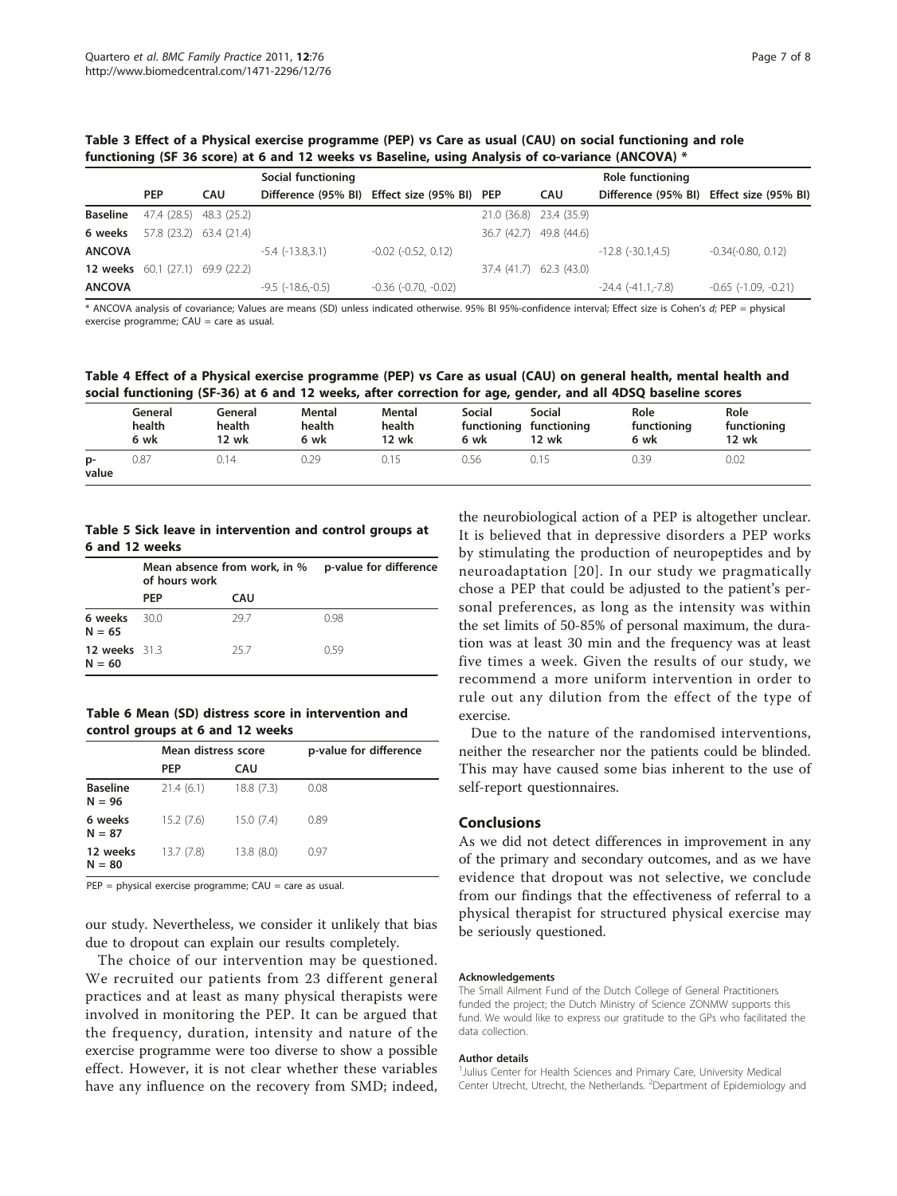**Table 3 Effect of a Physical exercise programme (PEP) vs Care as usual (CAU) on social functioning and role functioning (SF 36 score) at 6 and 12 weeks vs Baseline, using Analysis of co-variance (ANCOVA) \***

| | Social functioning | | | | Role functioning | | | |
|---|---|---|---|---|---|---|---|---|
| | PEP | CAU | Difference (95% BI) | Effect size (95% BI) | PEP | CAU | Difference (95% BI) | Effect size (95% BI) |
| **Baseline** | 47.4 (28.5) | 48.3 (25.2) | | | 21.0 (36.8) | 23.4 (35.9) | | |
| **6 weeks** | 57.8 (23.2) | 63.4 (21.4) | | | 36.7 (42.7) | 49.8 (44.6) | | |
| **ANCOVA** | | | -5.4 (-13.8,3.1) | -0.02 (-0.52, 0.12) | | | -12.8 (-30.1,4.5) | -0.34(-0.80, 0.12) |
| **12 weeks** | 60.1 (27.1) | 69.9 (22.2) | | | 37.4 (41.7) | 62.3 (43.0) | | |
| **ANCOVA** | | | -9.5 (-18.6,-0.5) | -0.36 (-0.70, -0.02) | | | -24.4 (-41.1,-7.8) | -0.65 (-1.09, -0.21) |

\* ANCOVA analysis of covariance; Values are means (SD) unless indicated otherwise. 95% BI 95%-confidence interval; Effect size is Cohen's *d*; PEP = physical exercise programme; CAU = care as usual.

**Table 4 Effect of a Physical exercise programme (PEP) vs Care as usual (CAU) on general health, mental health and social functioning (SF-36) at 6 and 12 weeks, after correction for age, gender, and all 4DSQ baseline scores**

| | General health 6 wk | General health 12 wk | Mental health 6 wk | Mental health 12 wk | Social functioning 6 wk | Social functioning 12 wk | Role functioning 6 wk | Role functioning 12 wk |
|---|---|---|---|---|---|---|---|---|
| p-value | 0.87 | 0.14 | 0.29 | 0.15 | 0.56 | 0.15 | 0.39 | 0.02 |

**Table 5 Sick leave in intervention and control groups at 6 and 12 weeks**

| | Mean absence from work, in % of hours work | | p-value for difference |
|---|---|---|---|
| | PEP | CAU | |
| **6 weeks N = 65** | 30.0 | 29.7 | 0.98 |
| **12 weeks N = 60** | 31.3 | 25.7 | 0.59 |

**Table 6 Mean (SD) distress score in intervention and control groups at 6 and 12 weeks**

| | Mean distress score | | p-value for difference |
|---|---|---|---|
| | PEP | CAU | |
| **Baseline N = 96** | 21.4 (6.1) | 18.8 (7.3) | 0.08 |
| **6 weeks N = 87** | 15.2 (7.6) | 15.0 (7.4) | 0.89 |
| **12 weeks N = 80** | 13.7 (7.8) | 13.8 (8.0) | 0.97 |

PEP = physical exercise programme; CAU = care as usual.

our study. Nevertheless, we consider it unlikely that bias due to dropout can explain our results completely.

The choice of our intervention may be questioned. We recruited our patients from 23 different general practices and at least as many physical therapists were involved in monitoring the PEP. It can be argued that the frequency, duration, intensity and nature of the exercise programme were too diverse to show a possible effect. However, it is not clear whether these variables have any influence on the recovery from SMD; indeed, the neurobiological action of a PEP is altogether unclear. It is believed that in depressive disorders a PEP works by stimulating the production of neuropeptides and by neuroadaptation [20]. In our study we pragmatically chose a PEP that could be adjusted to the patient's personal preferences, as long as the intensity was within the set limits of 50-85% of personal maximum, the duration was at least 30 min and the frequency was at least five times a week. Given the results of our study, we recommend a more uniform intervention in order to rule out any dilution from the effect of the type of exercise.

Due to the nature of the randomised interventions, neither the researcher nor the patients could be blinded. This may have caused some bias inherent to the use of self-report questionnaires.

## Conclusions

As we did not detect differences in improvement in any of the primary and secondary outcomes, and as we have evidence that dropout was not selective, we conclude from our findings that the effectiveness of referral to a physical therapist for structured physical exercise may be seriously questioned.

#### Acknowledgements

The Small Ailment Fund of the Dutch College of General Practitioners funded the project; the Dutch Ministry of Science ZONMW supports this fund. We would like to express our gratitude to the GPs who facilitated the data collection.

#### Author details

[1]Julius Center for Health Sciences and Primary Care, University Medical Center Utrecht, Utrecht, the Netherlands. [2]Department of Epidemiology and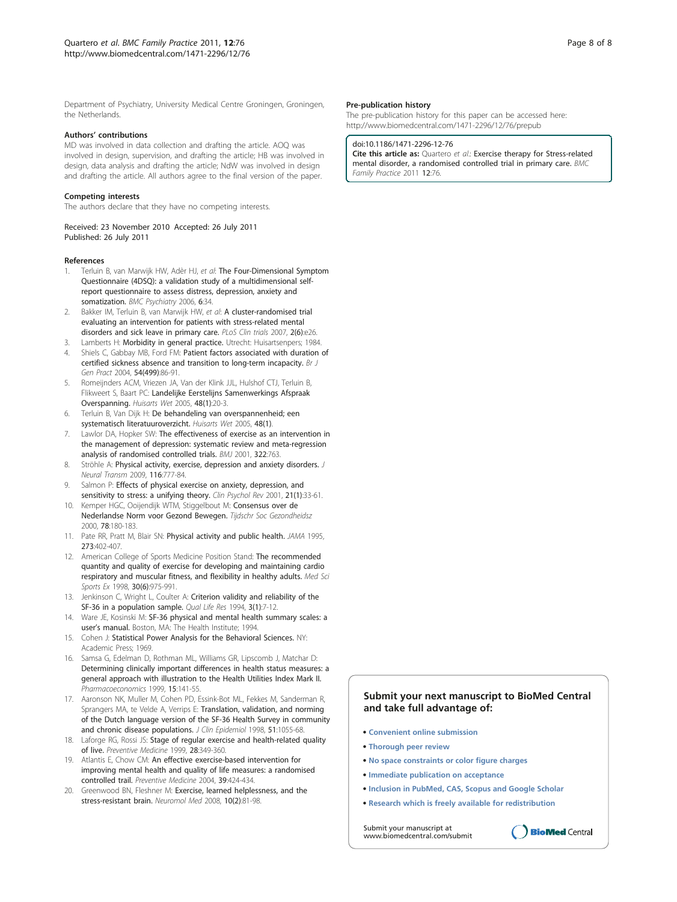Department of Psychiatry, University Medical Centre Groningen, Groningen, the Netherlands.

### Authors' contributions

MD was involved in data collection and drafting the article. AOQ was involved in design, supervision, and drafting the article; HB was involved in design, data analysis and drafting the article; NdW was involved in design and drafting the article. All authors agree to the final version of the paper.

### Competing interests

The authors declare that they have no competing interests.

Received: 23 November 2010 Accepted: 26 July 2011
Published: 26 July 2011

### References

1. Terluin B, van Marwijk HW, Adèr HJ, *et al*: **The Four-Dimensional Symptom Questionnaire (4DSQ): a validation study of a multidimensional self-report questionnaire to assess distress, depression, anxiety and somatization.** *BMC Psychiatry* 2006, **6**:34.
2. Bakker IM, Terluin B, van Marwijk HW, *et al*: **A cluster-randomised trial evaluating an intervention for patients with stress-related mental disorders and sick leave in primary care.** *PLoS Clin trials* 2007, **2(6)**:e26.
3. Lamberts H: **Morbidity in general practice.** Utrecht: Huisartsenpers; 1984.
4. Shiels C, Gabbay MB, Ford FM: **Patient factors associated with duration of certified sickness absence and transition to long-term incapacity.** *Br J Gen Pract* 2004, **54(499)**:86-91.
5. Romeijnders ACM, Vriezen JA, Van der Klink JJL, Hulshof CTJ, Terluin B, Flikweert S, Baart PC: **Landelijke Eerstelijns Samenwerkings Afspraak Overspanning.** *Huisarts Wet* 2005, **48(1)**:20-3.
6. Terluin B, Van Dijk H: **De behandeling van overspannenheid; een systematisch literatuuroverzicht.** *Huisarts Wet* 2005, **48(1)**.
7. Lawlor DA, Hopker SW: **The effectiveness of exercise as an intervention in the management of depression: systematic review and meta-regression analysis of randomised controlled trials.** *BMJ* 2001, **322**:763.
8. Ströhle A: **Physical activity, exercise, depression and anxiety disorders.** *J Neural Transm* 2009, **116**:777-84.
9. Salmon P: **Effects of physical exercise on anxiety, depression, and sensitivity to stress: a unifying theory.** *Clin Psychol Rev* 2001, **21(1)**:33-61.
10. Kemper HGC, Ooijendijk WTM, Stiggelbout M: **Consensus over de Nederlandse Norm voor Gezond Bewegen.** *Tijdschr Soc Gezondheidsz* 2000, **78**:180-183.
11. Pate RR, Pratt M, Blair SN: **Physical activity and public health.** *JAMA* 1995, **273**:402-407.
12. American College of Sports Medicine Position Stand: **The recommended quantity and quality of exercise for developing and maintaining cardio respiratory and muscular fitness, and flexibility in healthy adults.** *Med Sci Sports Ex* 1998, **30(6)**:975-991.
13. Jenkinson C, Wright L, Coulter A: **Criterion validity and reliability of the SF-36 in a population sample.** *Qual Life Res* 1994, **3(1)**:7-12.
14. Ware JE, Kosinski M: **SF-36 physical and mental health summary scales: a user's manual.** Boston, MA: The Health Institute; 1994.
15. Cohen J: **Statistical Power Analysis for the Behavioral Sciences.** NY: Academic Press; 1969.
16. Samsa G, Edelman D, Rothman ML, Williams GR, Lipscomb J, Matchar D: **Determining clinically important differences in health status measures: a general approach with illustration to the Health Utilities Index Mark II.** *Pharmacoeconomics* 1999, **15**:141-55.
17. Aaronson NK, Muller M, Cohen PD, Essink-Bot ML, Fekkes M, Sanderman R, Sprangers MA, te Velde A, Verrips E: **Translation, validation, and norming of the Dutch language version of the SF-36 Health Survey in community and chronic disease populations.** *J Clin Epidemiol* 1998, **51**:1055-68.
18. Laforge RG, Rossi JS: **Stage of regular exercise and health-related quality of live.** *Preventive Medicine* 1999, **28**:349-360.
19. Atlantis E, Chow CM: **An effective exercise-based intervention for improving mental health and quality of life measures: a randomised controlled trail.** *Preventive Medicine* 2004, **39**:424-434.
20. Greenwood BN, Fleshner M: **Exercise, learned helplessness, and the stress-resistant brain.** *Neuromol Med* 2008, **10(2)**:81-98.

### Pre-publication history

The pre-publication history for this paper can be accessed here:
http://www.biomedcentral.com/1471-2296/12/76/prepub

doi:10.1186/1471-2296-12-76
**Cite this article as:** Quartero *et al.*: Exercise therapy for Stress-related mental disorder, a randomised controlled trial in primary care. *BMC Family Practice* 2011 **12**:76.

**Submit your next manuscript to BioMed Central and take full advantage of:**

- **Convenient online submission**
- **Thorough peer review**
- **No space constraints or color figure charges**
- **Immediate publication on acceptance**
- **Inclusion in PubMed, CAS, Scopus and Google Scholar**
- **Research which is freely available for redistribution**

Submit your manuscript at
www.biomedcentral.com/submit

BioMed Central